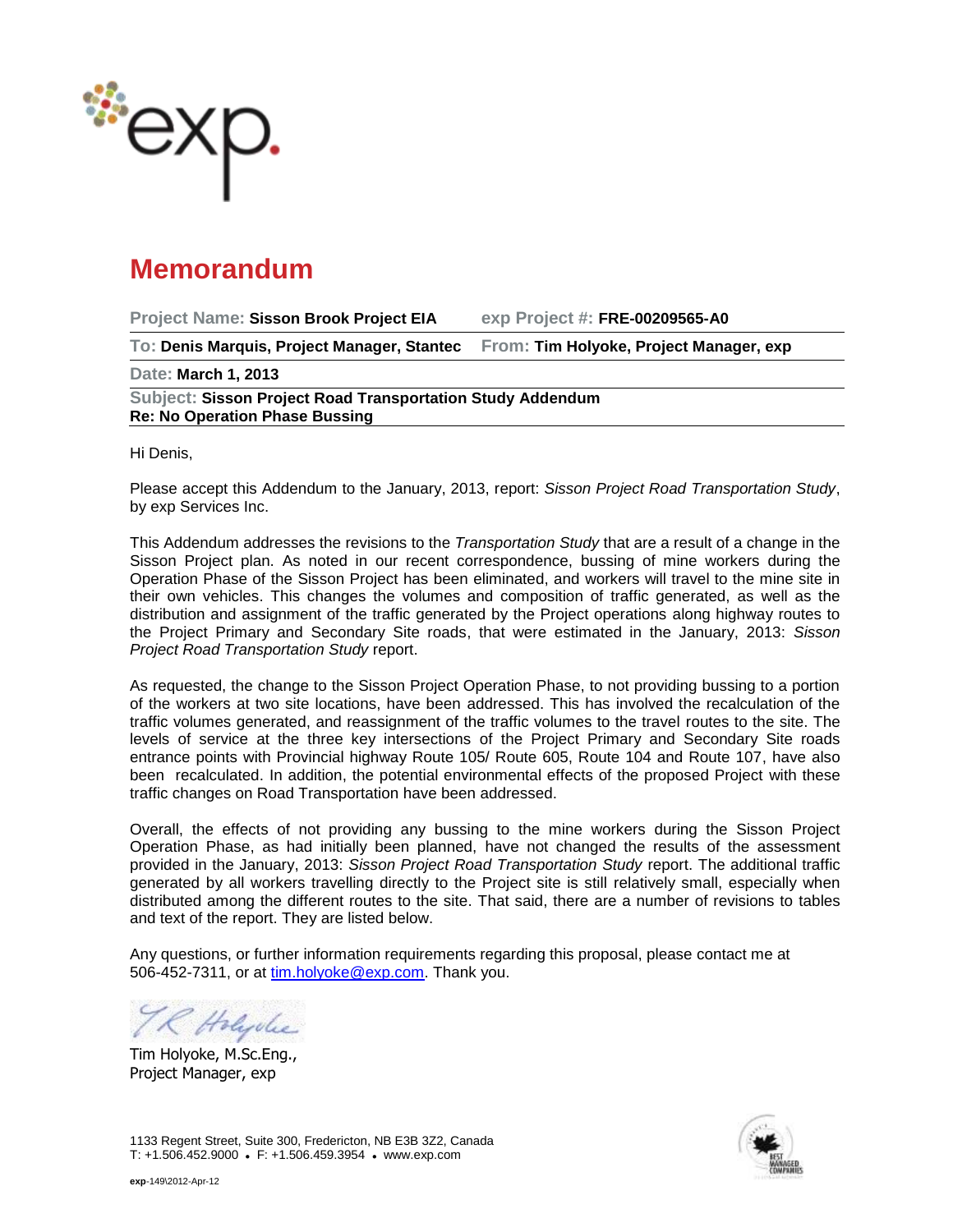# Memorandum

| | |
|---|---|
| **Project Name:** Sisson Brook Project EIA | **exp Project #:** FRE-00209565-A0 |
| **To:** Denis Marquis, Project Manager, Stantec | **From:** Tim Holyoke, Project Manager, exp |
| **Date:** March 1, 2013 | |

**Subject: Sisson Project Road Transportation Study Addendum**
**Re: No Operation Phase Bussing**

Hi Denis,

Please accept this Addendum to the January, 2013, report: *Sisson Project Road Transportation Study*, by exp Services Inc.

This Addendum addresses the revisions to the *Transportation Study* that are a result of a change in the Sisson Project plan. As noted in our recent correspondence, bussing of mine workers during the Operation Phase of the Sisson Project has been eliminated, and workers will travel to the mine site in their own vehicles. This changes the volumes and composition of traffic generated, as well as the distribution and assignment of the traffic generated by the Project operations along highway routes to the Project Primary and Secondary Site roads, that were estimated in the January, 2013: *Sisson Project Road Transportation Study* report.

As requested, the change to the Sisson Project Operation Phase, to not providing bussing to a portion of the workers at two site locations, have been addressed. This has involved the recalculation of the traffic volumes generated, and reassignment of the traffic volumes to the travel routes to the site. The levels of service at the three key intersections of the Project Primary and Secondary Site roads entrance points with Provincial highway Route 105/ Route 605, Route 104 and Route 107, have also been recalculated. In addition, the potential environmental effects of the proposed Project with these traffic changes on Road Transportation have been addressed.

Overall, the effects of not providing any bussing to the mine workers during the Sisson Project Operation Phase, as had initially been planned, have not changed the results of the assessment provided in the January, 2013: *Sisson Project Road Transportation Study* report. The additional traffic generated by all workers travelling directly to the Project site is still relatively small, especially when distributed among the different routes to the site. That said, there are a number of revisions to tables and text of the report. They are listed below.

Any questions, or further information requirements regarding this proposal, please contact me at 506-452-7311, or at tim.holyoke@exp.com. Thank you.

Tim Holyoke, M.Sc.Eng.,
Project Manager, exp

1133 Regent Street, Suite 300, Fredericton, NB E3B 3Z2, Canada
T: +1.506.452.9000 • F: +1.506.459.3954 • www.exp.com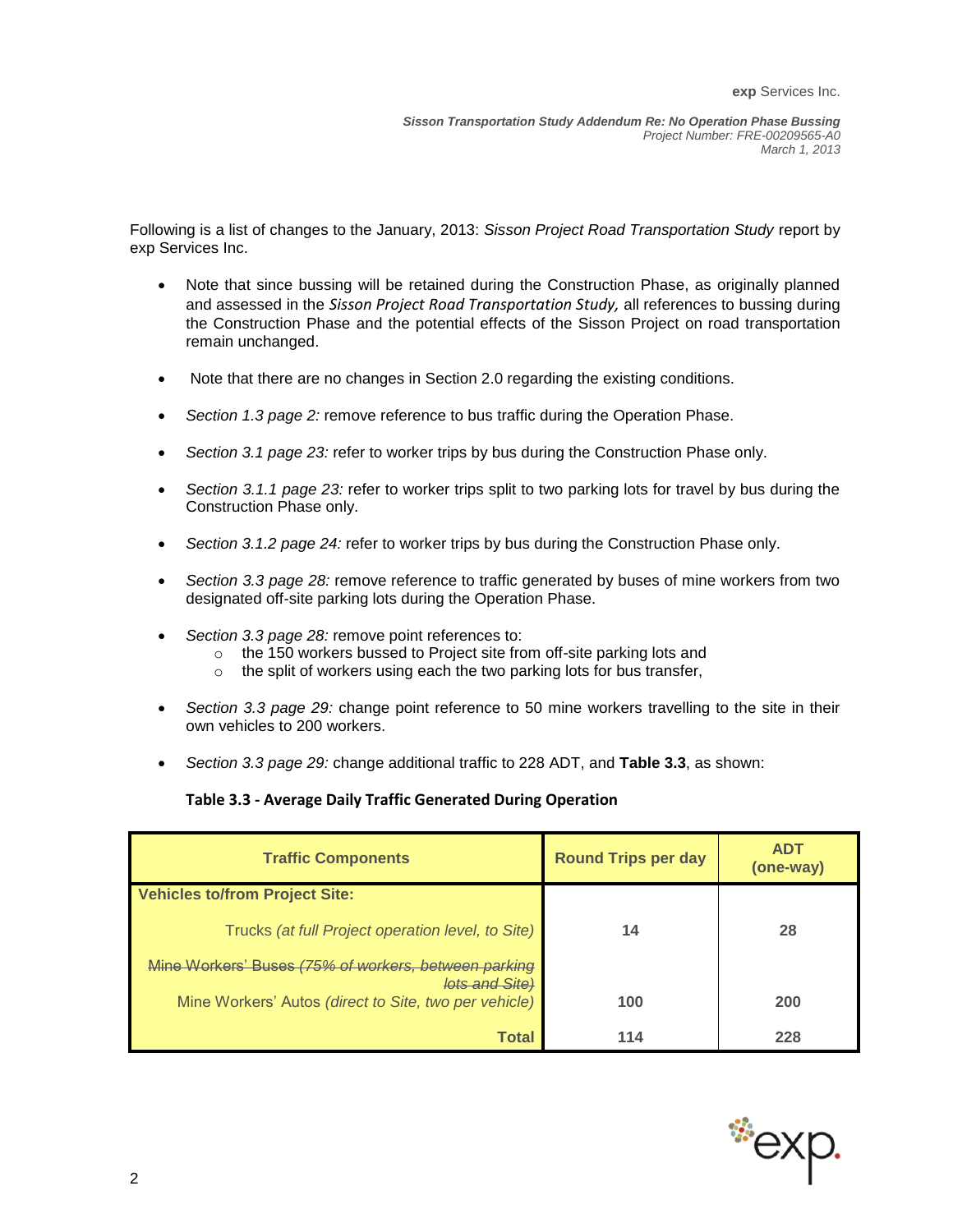Following is a list of changes to the January, 2013: *Sisson Project Road Transportation Study* report by exp Services Inc.

- Note that since bussing will be retained during the Construction Phase, as originally planned and assessed in the *Sisson Project Road Transportation Study,* all references to bussing during the Construction Phase and the potential effects of the Sisson Project on road transportation remain unchanged.
- Note that there are no changes in Section 2.0 regarding the existing conditions.
- *Section 1.3 page 2:* remove reference to bus traffic during the Operation Phase.
- *Section 3.1 page 23:* refer to worker trips by bus during the Construction Phase only.
- *Section 3.1.1 page 23:* refer to worker trips split to two parking lots for travel by bus during the Construction Phase only.
- *Section 3.1.2 page 24:* refer to worker trips by bus during the Construction Phase only.
- *Section 3.3 page 28:* remove reference to traffic generated by buses of mine workers from two designated off-site parking lots during the Operation Phase.
- *Section 3.3 page 28:* remove point references to:
  - the 150 workers bussed to Project site from off-site parking lots and
  - the split of workers using each the two parking lots for bus transfer,
- *Section 3.3 page 29:* change point reference to 50 mine workers travelling to the site in their own vehicles to 200 workers.
- *Section 3.3 page 29:* change additional traffic to 228 ADT, and **Table 3.3**, as shown:

**Table 3.3 - Average Daily Traffic Generated During Operation**

| Traffic Components | Round Trips per day | ADT (one-way) |
|---|---|---|
| **Vehicles to/from Project Site:** | | |
| Trucks *(at full Project operation level, to Site)* | **14** | **28** |
| ~~Mine Workers' Buses *(75% of workers, between parking lots and Site)*~~ | | |
| Mine Workers' Autos *(direct to Site, two per vehicle)* | **100** | **200** |
| **Total** | **114** | **228** |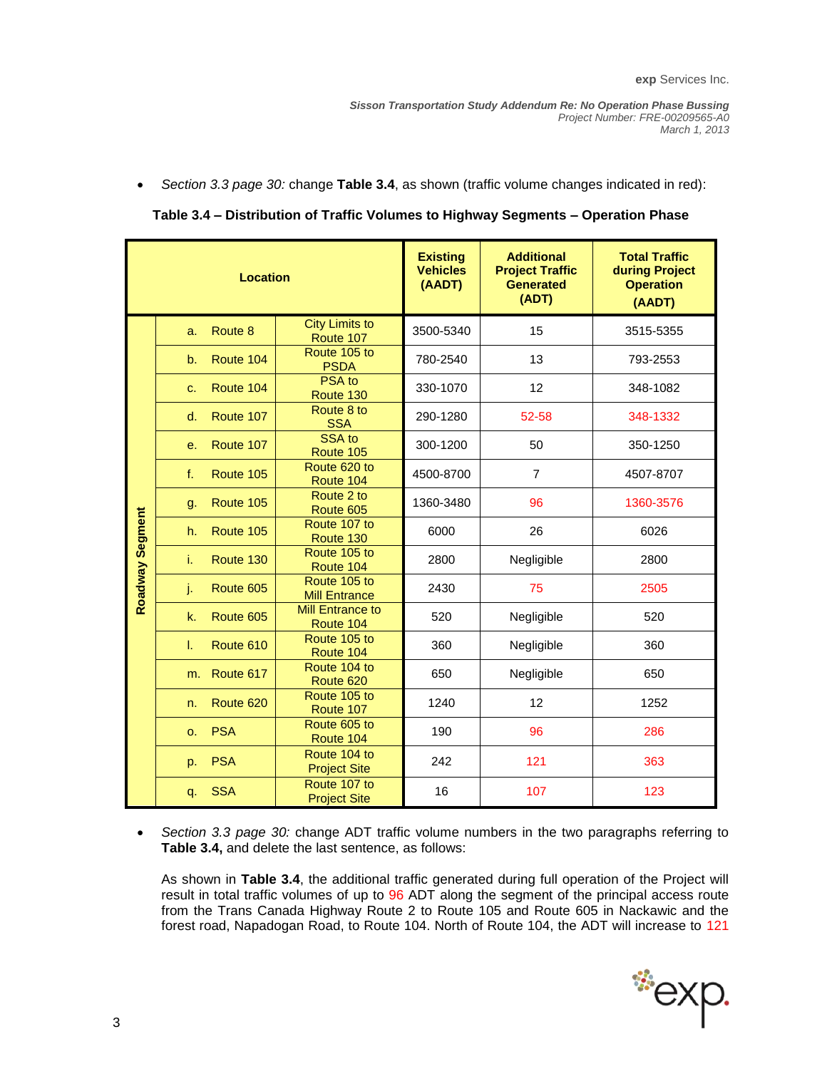- *Section 3.3 page 30:* change **Table 3.4**, as shown (traffic volume changes indicated in red):

**Table 3.4 – Distribution of Traffic Volumes to Highway Segments – Operation Phase**

| Location | | | | Existing Vehicles (AADT) | Additional Project Traffic Generated (ADT) | Total Traffic during Project Operation (AADT) |
|---|---|---|---|---|---|---|
| Roadway Segment | a. | Route 8 | City Limits to Route 107 | 3500-5340 | 15 | 3515-5355 |
| | b. | Route 104 | Route 105 to PSDA | 780-2540 | 13 | 793-2553 |
| | c. | Route 104 | PSA to Route 130 | 330-1070 | 12 | 348-1082 |
| | d. | Route 107 | Route 8 to SSA | 290-1280 | 52-58 | 348-1332 |
| | e. | Route 107 | SSA to Route 105 | 300-1200 | 50 | 350-1250 |
| | f. | Route 105 | Route 620 to Route 104 | 4500-8700 | 7 | 4507-8707 |
| | g. | Route 105 | Route 2 to Route 605 | 1360-3480 | 96 | 1360-3576 |
| | h. | Route 105 | Route 107 to Route 130 | 6000 | 26 | 6026 |
| | i. | Route 130 | Route 105 to Route 104 | 2800 | Negligible | 2800 |
| | j. | Route 605 | Route 105 to Mill Entrance | 2430 | 75 | 2505 |
| | k. | Route 605 | Mill Entrance to Route 104 | 520 | Negligible | 520 |
| | l. | Route 610 | Route 105 to Route 104 | 360 | Negligible | 360 |
| | m. | Route 617 | Route 104 to Route 620 | 650 | Negligible | 650 |
| | n. | Route 620 | Route 105 to Route 107 | 1240 | 12 | 1252 |
| | o. | PSA | Route 605 to Route 104 | 190 | 96 | 286 |
| | p. | PSA | Route 104 to Project Site | 242 | 121 | 363 |
| | q. | SSA | Route 107 to Project Site | 16 | 107 | 123 |

- *Section 3.3 page 30:* change ADT traffic volume numbers in the two paragraphs referring to **Table 3.4,** and delete the last sentence, as follows:

  As shown in **Table 3.4**, the additional traffic generated during full operation of the Project will result in total traffic volumes of up to 96 ADT along the segment of the principal access route from the Trans Canada Highway Route 2 to Route 105 and Route 605 in Nackawic and the forest road, Napadogan Road, to Route 104. North of Route 104, the ADT will increase to 121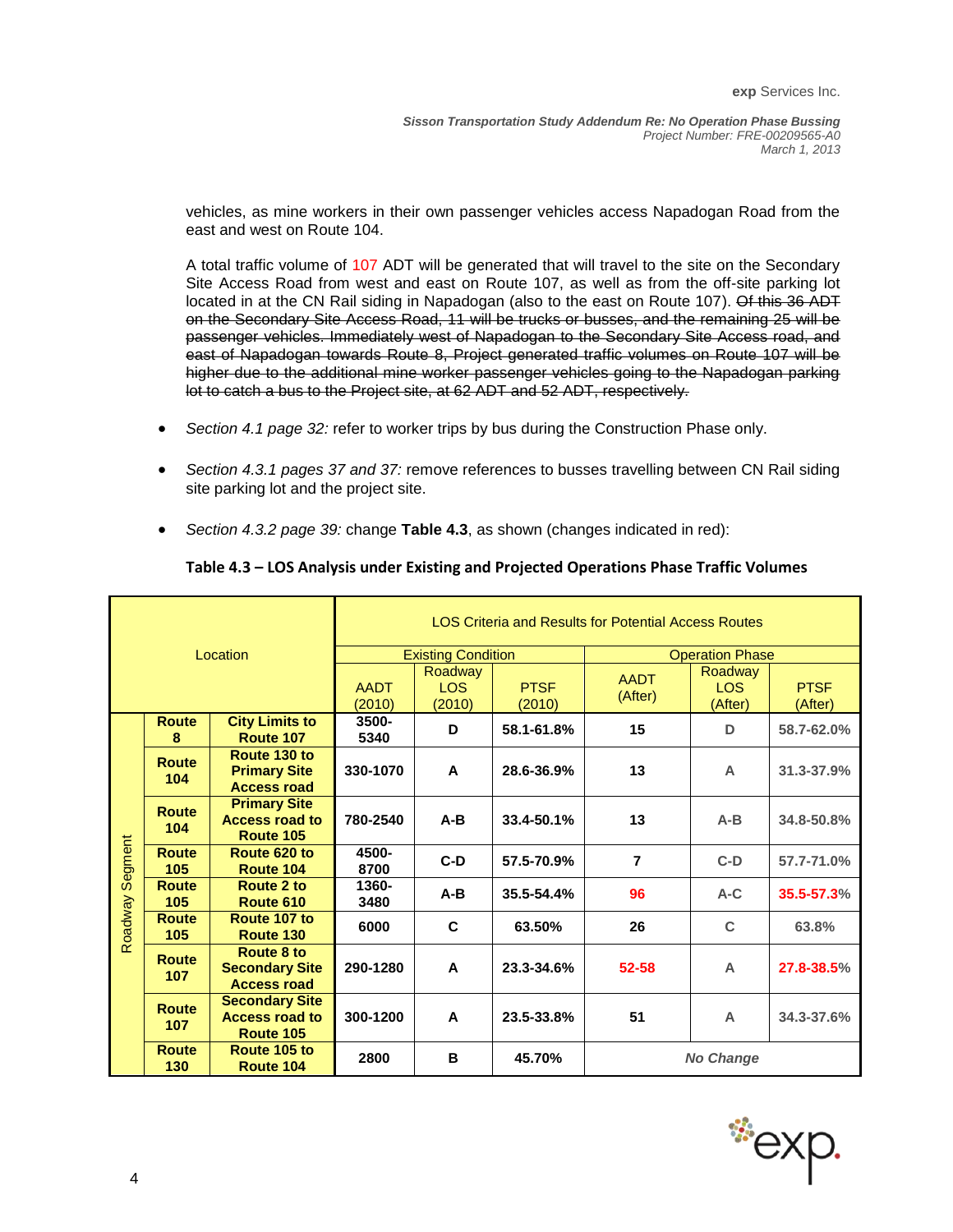vehicles, as mine workers in their own passenger vehicles access Napadogan Road from the east and west on Route 104.

A total traffic volume of 107 ADT will be generated that will travel to the site on the Secondary Site Access Road from west and east on Route 107, as well as from the off-site parking lot located in at the CN Rail siding in Napadogan (also to the east on Route 107). ~~Of this 36 ADT on the Secondary Site Access Road, 11 will be trucks or busses, and the remaining 25 will be passenger vehicles. Immediately west of Napadogan to the Secondary Site Access road, and east of Napadogan towards Route 8, Project generated traffic volumes on Route 107 will be higher due to the additional mine worker passenger vehicles going to the Napadogan parking lot to catch a bus to the Project site, at 62 ADT and 52 ADT, respectively.~~

- *Section 4.1 page 32:* refer to worker trips by bus during the Construction Phase only.
- *Section 4.3.1 pages 37 and 37:* remove references to busses travelling between CN Rail siding site parking lot and the project site.
- *Section 4.3.2 page 39:* change **Table 4.3**, as shown (changes indicated in red):

**Table 4.3 – LOS Analysis under Existing and Projected Operations Phase Traffic Volumes**

| Location | | | LOS Criteria and Results for Potential Access Routes | | | | | |
|---|---|---|---|---|---|---|---|---|
| | | | Existing Condition | | | Operation Phase | | |
| | | | AADT (2010) | Roadway LOS (2010) | PTSF (2010) | AADT (After) | Roadway LOS (After) | PTSF (After) |
| Roadway Segment | **Route 8** | **City Limits to Route 107** | **3500-5340** | **D** | **58.1-61.8%** | **15** | D | **58.7-62.0%** |
| | **Route 104** | **Route 130 to Primary Site Access road** | **330-1070** | **A** | **28.6-36.9%** | **13** | A | **31.3-37.9%** |
| | **Route 104** | **Primary Site Access road to Route 105** | **780-2540** | **A-B** | **33.4-50.1%** | **13** | A-B | **34.8-50.8%** |
| | **Route 105** | **Route 620 to Route 104** | **4500-8700** | **C-D** | **57.5-70.9%** | **7** | C-D | **57.7-71.0%** |
| | **Route 105** | **Route 2 to Route 610** | **1360-3480** | **A-B** | **35.5-54.4%** | **96** | A-C | **35.5-57.3%** |
| | **Route 105** | **Route 107 to Route 130** | **6000** | **C** | **63.50%** | **26** | C | **63.8%** |
| | **Route 107** | **Route 8 to Secondary Site Access road** | **290-1280** | **A** | **23.3-34.6%** | **52-58** | A | **27.8-38.5%** |
| | **Route 107** | **Secondary Site Access road to Route 105** | **300-1200** | **A** | **23.5-33.8%** | **51** | A | **34.3-37.6%** |
| | **Route 130** | **Route 105 to Route 104** | **2800** | **B** | **45.70%** | ***No Change*** | | |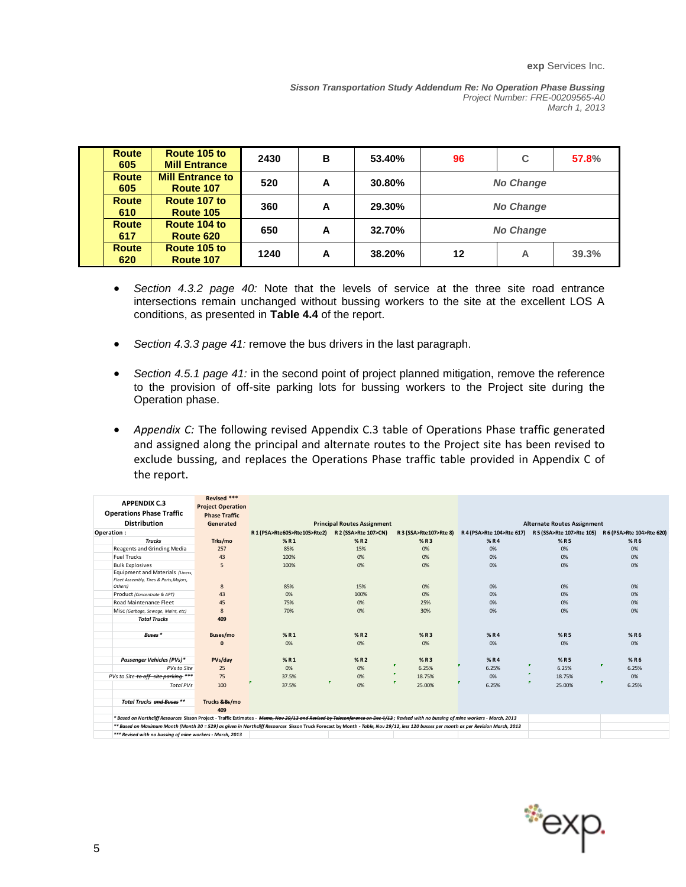exp Services Inc.

*Sisson Transportation Study Addendum Re: No Operation Phase Bussing*
*Project Number: FRE-00209565-A0*
*March 1, 2013*

| | | | | | | | | |
|---|---|---|---|---|---|---|---|---|
| | Route 605 | Route 105 to Mill Entrance | 2430 | B | 53.40% | 96 | C | 57.8% |
| | Route 605 | Mill Entrance to Route 107 | 520 | A | 30.80% | *No Change* | | |
| | Route 610 | Route 107 to Route 105 | 360 | A | 29.30% | *No Change* | | |
| | Route 617 | Route 104 to Route 620 | 650 | A | 32.70% | *No Change* | | |
| | Route 620 | Route 105 to Route 107 | 1240 | A | 38.20% | 12 | A | 39.3% |

- *Section 4.3.2 page 40:* Note that the levels of service at the three site road entrance intersections remain unchanged without bussing workers to the site at the excellent LOS A conditions, as presented in **Table 4.4** of the report.
- *Section 4.3.3 page 41:* remove the bus drivers in the last paragraph.
- *Section 4.5.1 page 41:* in the second point of project planned mitigation, remove the reference to the provision of off-site parking lots for bussing workers to the Project site during the Operation phase.
- *Appendix C:* The following revised Appendix C.3 table of Operations Phase traffic generated and assigned along the principal and alternate routes to the Project site has been revised to exclude bussing, and replaces the Operations Phase traffic table provided in Appendix C of the report.

| APPENDIX C.3 Operations Phase Traffic Distribution | Revised *** Project Operation Phase Traffic Generated | Principal Routes Assignment | | | Alternate Routes Assignment | | |
|---|---|---|---|---|---|---|---|
| Operation : | | R 1 (PSA>Rte605>Rte105>Rte2) | R 2 (SSA>Rte 107>CN) | R 3 (SSA>Rte107>Rte 8) | R 4 (PSA>Rte 104>Rte 617) | R 5 (SSA>Rte 107>Rte 105) | R 6 (PSA>Rte 104>Rte 620) |
| *Trucks* | Trks/mo | % R 1 | % R 2 | % R 3 | % R 4 | % R 5 | % R 6 |
| Reagents and Grinding Media | 257 | 85% | 15% | 0% | 0% | 0% | 0% |
| Fuel Trucks | 43 | 100% | 0% | 0% | 0% | 0% | 0% |
| Bulk Explosives | 5 | 100% | 0% | 0% | 0% | 0% | 0% |
| Equipment and Materials *(Liners, Fleet Assembly, Tires & Parts,Majors, Others)* | 8 | 85% | 15% | 0% | 0% | 0% | 0% |
| Product *(Concentrate & APT)* | 43 | 0% | 100% | 0% | 0% | 0% | 0% |
| Road Maintenance Fleet | 45 | 75% | 0% | 25% | 0% | 0% | 0% |
| Misc *(Garbage, Sewage, Maint, etc)* | 8 | 70% | 0% | 30% | 0% | 0% | 0% |
| *Total Trucks* | 409 | | | | | | |
| | | | | | | | |
| *~~Buses~~ ** | Buses/mo | % R 1 | % R 2 | % R 3 | % R 4 | % R 5 | % R 6 |
| | 0 | 0% | 0% | 0% | 0% | 0% | 0% |
| | | | | | | | |
| *Passenger Vehicles (PVs)** | PVs/day | % R 1 | % R 2 | % R 3 | % R 4 | % R 5 | % R 6 |
| *PVs to Site* | 25 | 0% | 0% | 6.25% | 6.25% | 6.25% | 6.25% |
| *PVs to Site ~~to off- site parking~~ **** | 75 | 37.5% | 0% | 18.75% | 0% | 18.75% | 0% |
| *Total PVs* | 100 | 37.5% | 0% | 25.00% | 6.25% | 25.00% | 6.25% |
| | | | | | | | |
| *Total Trucks ~~and Buses~~ *** | Trucks ~~&Bs~~/mo | | | | | | |
| | 409 | | | | | | |

*\* Based on Northcliff Resources Sisson Project - Traffic Estimates - ~~Memo, Nov 29/12 and Revised by Teleconference on Dec 4/12~~ ; Revised with no bussing of mine workers - March, 2013*

*\*\* Based on Maximum Month (Month 30 = 529) as given in Northcliff Resources Sisson Truck Forecast by Month - Table, Nov 29/12, less 120 busses per month as per Revision March, 2013*

*\*\*\* Revised with no bussing of mine workers - March, 2013*